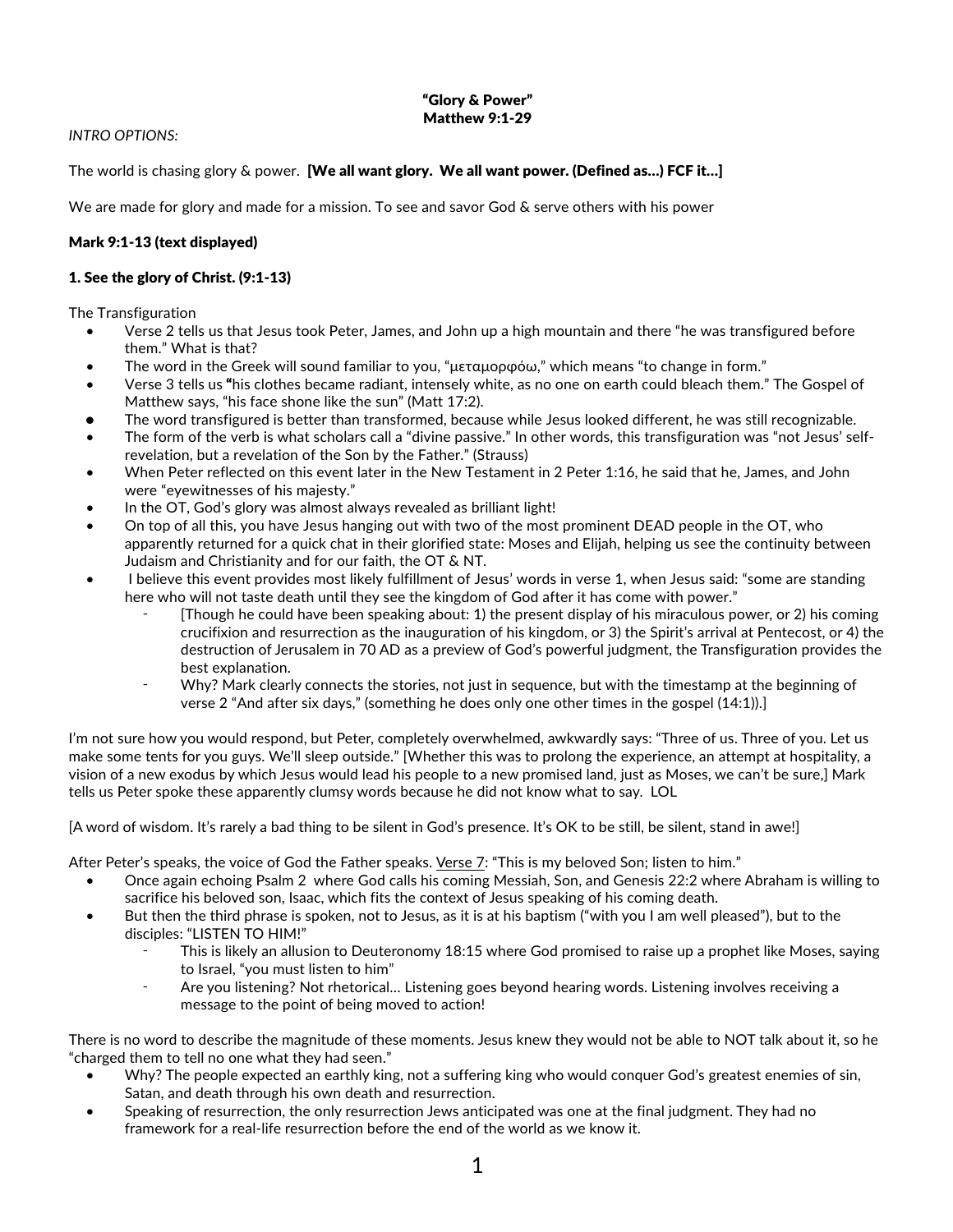**"Glory & Power"**
**Matthew 9:1-29**

*INTRO OPTIONS:*

The world is chasing glory & power. **[We all want glory. We all want power. (Defined as…) FCF it…]**

We are made for glory and made for a mission. To see and savor God & serve others with his power

**Mark 9:1-13 (text displayed)**

**1. See the glory of Christ. (9:1-13)**

The Transfiguration

- Verse 2 tells us that Jesus took Peter, James, and John up a high mountain and there "he was transfigured before them." What is that?
- The word in the Greek will sound familiar to you, "μεταμορφόω," which means "to change in form."
- Verse 3 tells us "his clothes became radiant, intensely white, as no one on earth could bleach them." The Gospel of Matthew says, "his face shone like the sun" (Matt 17:2).
- The word transfigured is better than transformed, because while Jesus looked different, he was still recognizable.
- The form of the verb is what scholars call a "divine passive." In other words, this transfiguration was "not Jesus' self-revelation, but a revelation of the Son by the Father." (Strauss)
- When Peter reflected on this event later in the New Testament in 2 Peter 1:16, he said that he, James, and John were "eyewitnesses of his majesty."
- In the OT, God's glory was almost always revealed as brilliant light!
- On top of all this, you have Jesus hanging out with two of the most prominent DEAD people in the OT, who apparently returned for a quick chat in their glorified state: Moses and Elijah, helping us see the continuity between Judaism and Christianity and for our faith, the OT & NT.
- I believe this event provides most likely fulfillment of Jesus' words in verse 1, when Jesus said: "some are standing here who will not taste death until they see the kingdom of God after it has come with power."
  - [Though he could have been speaking about: 1) the present display of his miraculous power, or 2) his coming crucifixion and resurrection as the inauguration of his kingdom, or 3) the Spirit's arrival at Pentecost, or 4) the destruction of Jerusalem in 70 AD as a preview of God's powerful judgment, the Transfiguration provides the best explanation.
  - Why? Mark clearly connects the stories, not just in sequence, but with the timestamp at the beginning of verse 2 "And after six days," (something he does only one other times in the gospel (14:1)).]

I'm not sure how you would respond, but Peter, completely overwhelmed, awkwardly says: "Three of us. Three of you. Let us make some tents for you guys. We'll sleep outside." [Whether this was to prolong the experience, an attempt at hospitality, a vision of a new exodus by which Jesus would lead his people to a new promised land, just as Moses, we can't be sure,] Mark tells us Peter spoke these apparently clumsy words because he did not know what to say. LOL

[A word of wisdom. It's rarely a bad thing to be silent in God's presence. It's OK to be still, be silent, stand in awe!]

After Peter's speaks, the voice of God the Father speaks. <u>Verse 7</u>: "This is my beloved Son; listen to him."

- Once again echoing Psalm 2 where God calls his coming Messiah, Son, and Genesis 22:2 where Abraham is willing to sacrifice his beloved son, Isaac, which fits the context of Jesus speaking of his coming death.
- But then the third phrase is spoken, not to Jesus, as it is at his baptism ("with you I am well pleased"), but to the disciples: "LISTEN TO HIM!"
  - This is likely an allusion to Deuteronomy 18:15 where God promised to raise up a prophet like Moses, saying to Israel, "you must listen to him"
  - Are you listening? Not rhetorical… Listening goes beyond hearing words. Listening involves receiving a message to the point of being moved to action!

There is no word to describe the magnitude of these moments. Jesus knew they would not be able to NOT talk about it, so he "charged them to tell no one what they had seen."

- Why? The people expected an earthly king, not a suffering king who would conquer God's greatest enemies of sin, Satan, and death through his own death and resurrection.
- Speaking of resurrection, the only resurrection Jews anticipated was one at the final judgment. They had no framework for a real-life resurrection before the end of the world as we know it.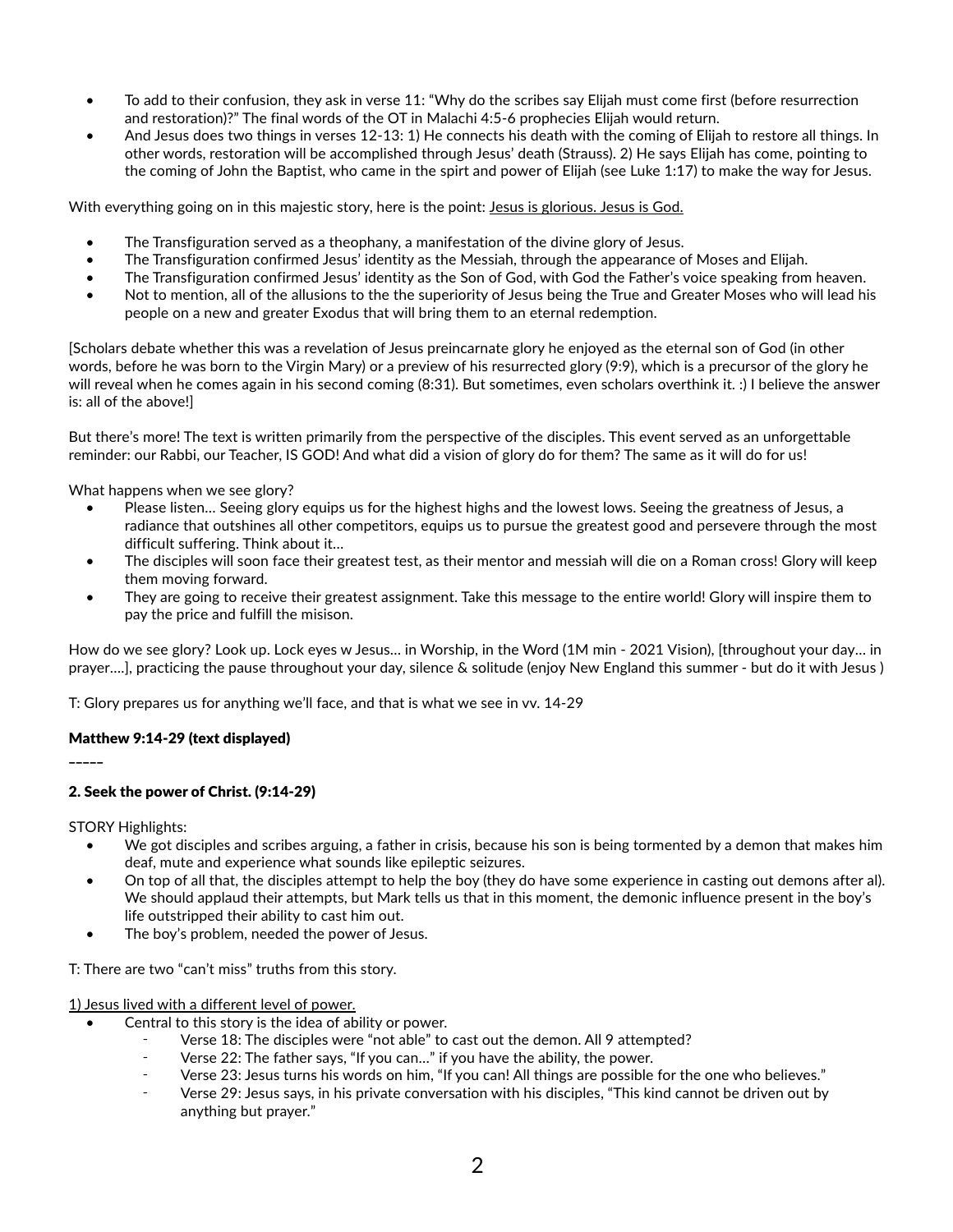- To add to their confusion, they ask in verse 11: "Why do the scribes say Elijah must come first (before resurrection and restoration)?" The final words of the OT in Malachi 4:5-6 prophecies Elijah would return.
- And Jesus does two things in verses 12-13: 1) He connects his death with the coming of Elijah to restore all things. In other words, restoration will be accomplished through Jesus' death (Strauss). 2) He says Elijah has come, pointing to the coming of John the Baptist, who came in the spirt and power of Elijah (see Luke 1:17) to make the way for Jesus.

With everything going on in this majestic story, here is the point: <u>Jesus is glorious. Jesus is God.</u>

- The Transfiguration served as a theophany, a manifestation of the divine glory of Jesus.
- The Transfiguration confirmed Jesus' identity as the Messiah, through the appearance of Moses and Elijah.
- The Transfiguration confirmed Jesus' identity as the Son of God, with God the Father's voice speaking from heaven.
- Not to mention, all of the allusions to the the superiority of Jesus being the True and Greater Moses who will lead his people on a new and greater Exodus that will bring them to an eternal redemption.

[Scholars debate whether this was a revelation of Jesus preincarnate glory he enjoyed as the eternal son of God (in other words, before he was born to the Virgin Mary) or a preview of his resurrected glory (9:9), which is a precursor of the glory he will reveal when he comes again in his second coming (8:31). But sometimes, even scholars overthink it. :) I believe the answer is: all of the above!]

But there's more! The text is written primarily from the perspective of the disciples. This event served as an unforgettable reminder: our Rabbi, our Teacher, IS GOD! And what did a vision of glory do for them? The same as it will do for us!

What happens when we see glory?

- Please listen… Seeing glory equips us for the highest highs and the lowest lows. Seeing the greatness of Jesus, a radiance that outshines all other competitors, equips us to pursue the greatest good and persevere through the most difficult suffering. Think about it…
- The disciples will soon face their greatest test, as their mentor and messiah will die on a Roman cross! Glory will keep them moving forward.
- They are going to receive their greatest assignment. Take this message to the entire world! Glory will inspire them to pay the price and fulfill the misison.

How do we see glory? Look up. Lock eyes w Jesus… in Worship, in the Word (1M min - 2021 Vision), [throughout your day… in prayer….], practicing the pause throughout your day, silence & solitude (enjoy New England this summer - but do it with Jesus )

T: Glory prepares us for anything we'll face, and that is what we see in vv. 14-29

### Matthew 9:14-29 (text displayed)

–––––

### 2. Seek the power of Christ. (9:14-29)

STORY Highlights:

- We got disciples and scribes arguing, a father in crisis, because his son is being tormented by a demon that makes him deaf, mute and experience what sounds like epileptic seizures.
- On top of all that, the disciples attempt to help the boy (they do have some experience in casting out demons after al). We should applaud their attempts, but Mark tells us that in this moment, the demonic influence present in the boy's life outstripped their ability to cast him out.
- The boy's problem, needed the power of Jesus.

T: There are two "can't miss" truths from this story.

<u>1) Jesus lived with a different level of power.</u>

- Central to this story is the idea of ability or power.
  - Verse 18: The disciples were "not able" to cast out the demon. All 9 attempted?
  - Verse 22: The father says, "If you can…" if you have the ability, the power.
  - Verse 23: Jesus turns his words on him, "If you can! All things are possible for the one who believes."
  - Verse 29: Jesus says, in his private conversation with his disciples, "This kind cannot be driven out by anything but prayer."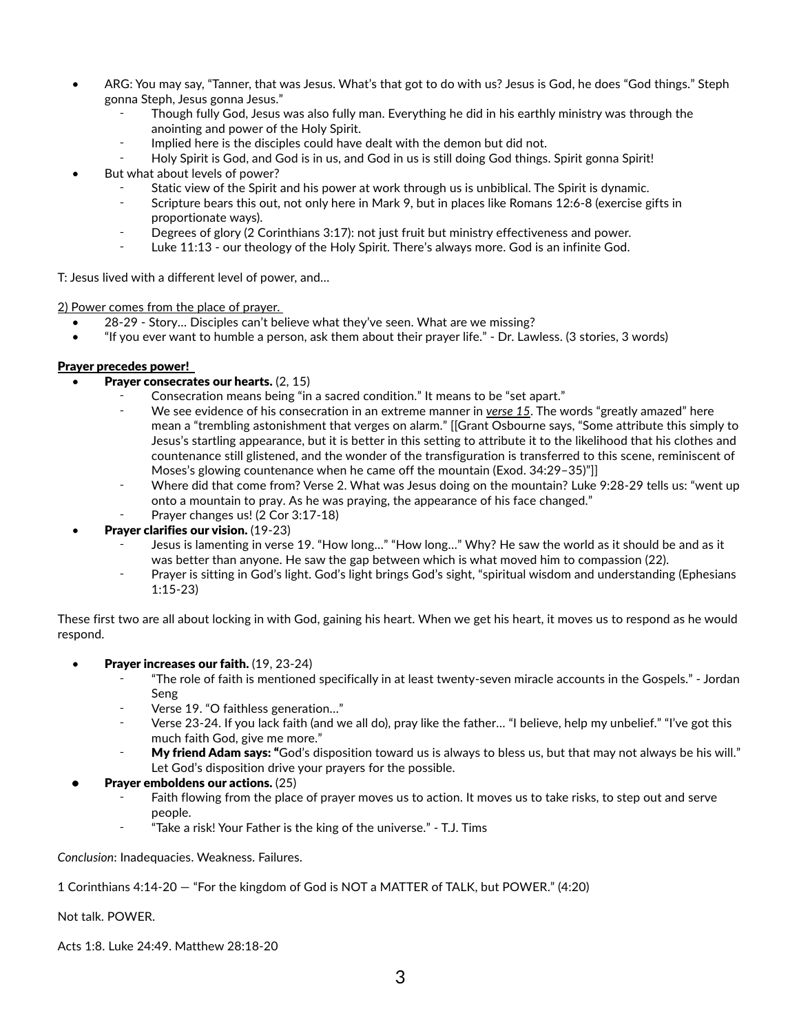- ARG: You may say, "Tanner, that was Jesus. What's that got to do with us? Jesus is God, he does "God things." Steph gonna Steph, Jesus gonna Jesus."
    - Though fully God, Jesus was also fully man. Everything he did in his earthly ministry was through the anointing and power of the Holy Spirit.
    - Implied here is the disciples could have dealt with the demon but did not.
    - Holy Spirit is God, and God is in us, and God in us is still doing God things. Spirit gonna Spirit!
- But what about levels of power?
    - Static view of the Spirit and his power at work through us is unbiblical. The Spirit is dynamic.
    - Scripture bears this out, not only here in Mark 9, but in places like Romans 12:6-8 (exercise gifts in proportionate ways).
    - Degrees of glory (2 Corinthians 3:17): not just fruit but ministry effectiveness and power.
    - Luke 11:13 - our theology of the Holy Spirit. There's always more. God is an infinite God.

T: Jesus lived with a different level of power, and...

<u>2) Power comes from the place of prayer.</u>

- 28-29 - Story... Disciples can't believe what they've seen. What are we missing?
- "If you ever want to humble a person, ask them about their prayer life." - Dr. Lawless. (3 stories, 3 words)

**<u>Prayer precedes power!</u>**

- **Prayer consecrates our hearts.** (2, 15)
    - Consecration means being "in a sacred condition." It means to be "set apart."
    - We see evidence of his consecration in an extreme manner in ***<u>verse 15</u>***. The words "greatly amazed" here mean a "trembling astonishment that verges on alarm." [[Grant Osbourne says, "Some attribute this simply to Jesus's startling appearance, but it is better in this setting to attribute it to the likelihood that his clothes and countenance still glistened, and the wonder of the transfiguration is transferred to this scene, reminiscent of Moses's glowing countenance when he came off the mountain (Exod. 34:29–35)"]]
    - Where did that come from? Verse 2. What was Jesus doing on the mountain? Luke 9:28-29 tells us: "went up onto a mountain to pray. As he was praying, the appearance of his face changed."
    - Prayer changes us! (2 Cor 3:17-18)
- **Prayer clarifies our vision.** (19-23)
    - Jesus is lamenting in verse 19. "How long..." "How long..." Why? He saw the world as it should be and as it was better than anyone. He saw the gap between which is what moved him to compassion (22).
    - Prayer is sitting in God's light. God's light brings God's sight, "spiritual wisdom and understanding (Ephesians 1:15-23)

These first two are all about locking in with God, gaining his heart. When we get his heart, it moves us to respond as he would respond.

- **Prayer increases our faith.** (19, 23-24)
    - "The role of faith is mentioned specifically in at least twenty-seven miracle accounts in the Gospels." - Jordan Seng
    - Verse 19. "O faithless generation..."
    - Verse 23-24. If you lack faith (and we all do), pray like the father... "I believe, help my unbelief." "I've got this much faith God, give me more."
    - **My friend Adam says: "**God's disposition toward us is always to bless us, but that may not always be his will." Let God's disposition drive your prayers for the possible.
- **Prayer emboldens our actions.** (25)
    - Faith flowing from the place of prayer moves us to action. It moves us to take risks, to step out and serve people.
    - "Take a risk! Your Father is the king of the universe." - T.J. Tims

*Conclusion*: Inadequacies. Weakness. Failures.

1 Corinthians 4:14-20 — "For the kingdom of God is NOT a MATTER of TALK, but POWER." (4:20)

Not talk. POWER.

Acts 1:8. Luke 24:49. Matthew 28:18-20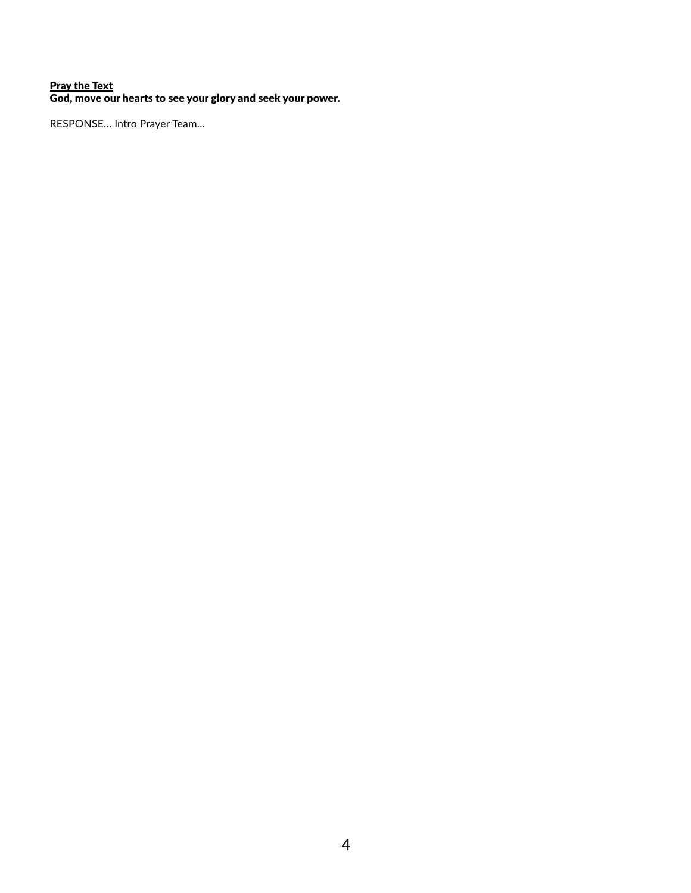<u>**Pray the Text**</u>
**God, move our hearts to see your glory and seek your power.**

RESPONSE… Intro Prayer Team…